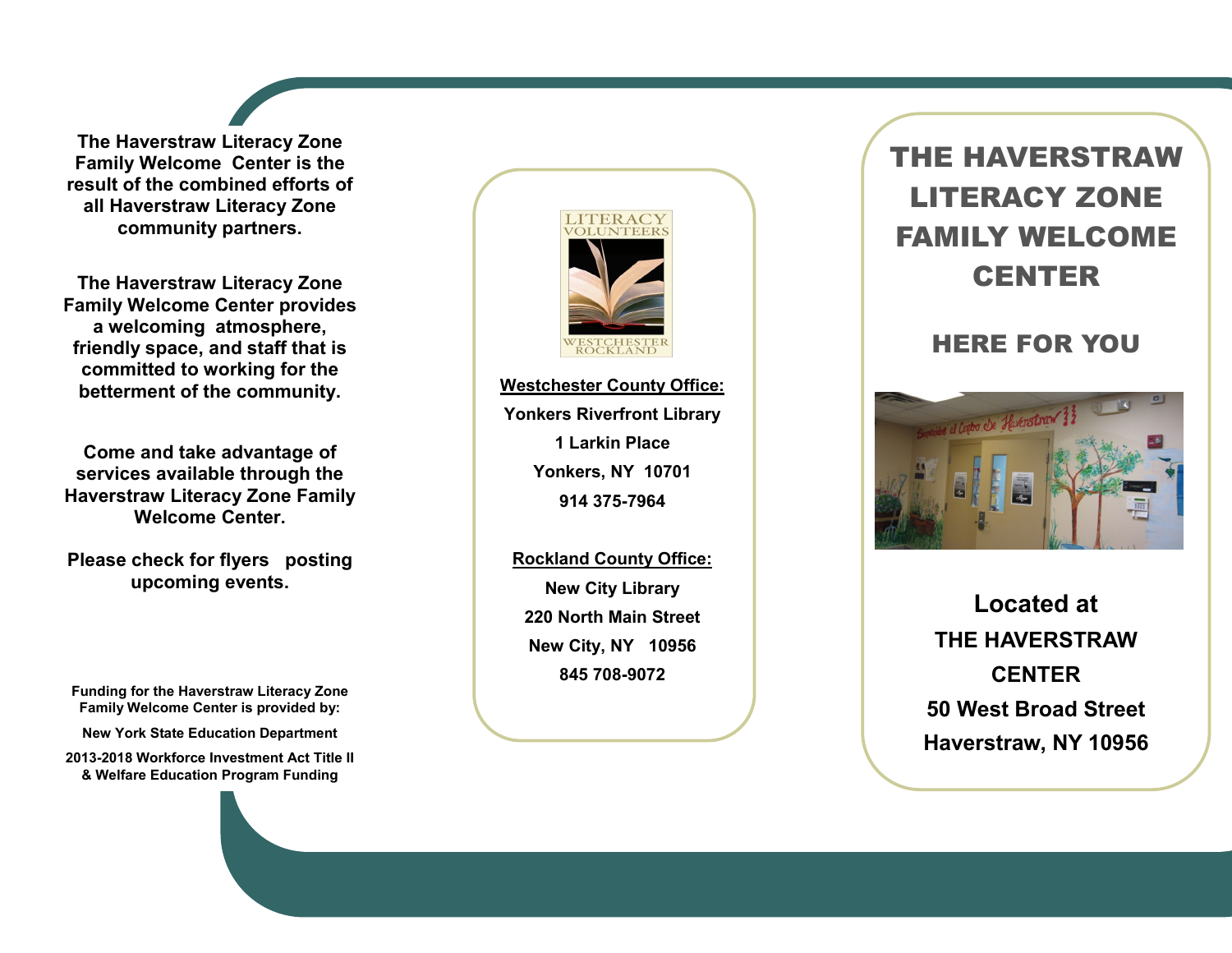**The Haverstraw Literacy Zone Family Welcome Center is the result of the combined efforts of all Haverstraw Literacy Zone community partners.**

**The Haverstraw Literacy Zone Family Welcome Center provides a welcoming atmosphere, friendly space, and staff that is committed to working for the betterment of the community.**

**Come and take advantage of services available through the Haverstraw Literacy Zone Family Welcome Center.**

**Please check for flyers posting upcoming events.**

**Funding for the Haverstraw Literacy Zone Family Welcome Center is provided by:**

**New York State Education Department**

**2013-2018 Workforce Investment Act Title II & Welfare Education Program Funding**

LITERACY VOLUNTEERS
WESTCHESTER ROCKLAND

**Westchester County Office:**

**Yonkers Riverfront Library**
**1 Larkin Place**
**Yonkers, NY 10701**
**914 375-7964**

**Rockland County Office:**

**New City Library**
**220 North Main Street**
**New City, NY 10956**
**845 708-9072**

# THE HAVERSTRAW LITERACY ZONE FAMILY WELCOME CENTER

## HERE FOR YOU

**Located at**

**THE HAVERSTRAW CENTER**
**50 West Broad Street**
**Haverstraw, NY 10956**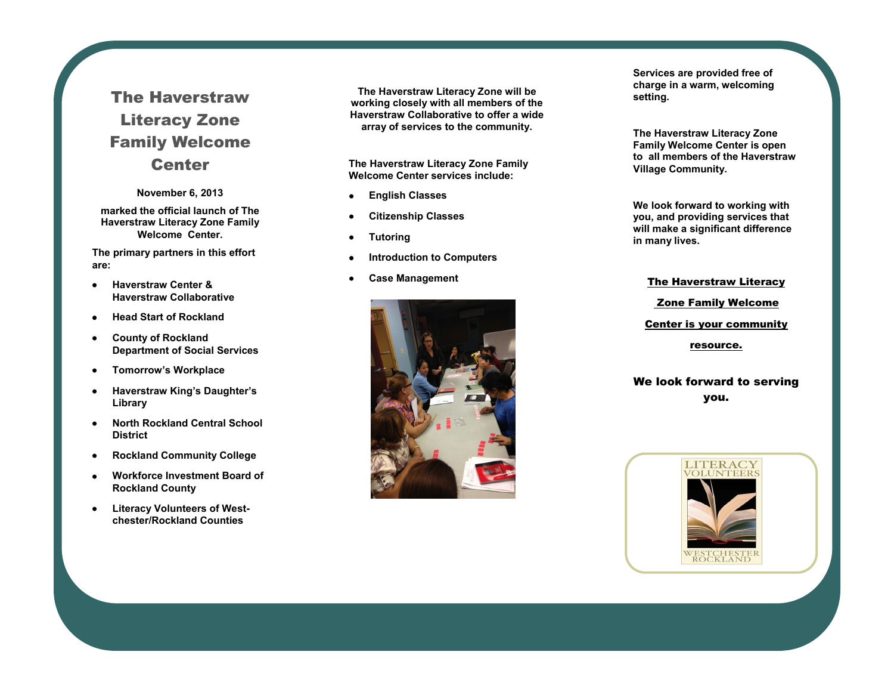# The Haverstraw Literacy Zone Family Welcome Center

**November 6, 2013**

**marked the official launch of The Haverstraw Literacy Zone Family Welcome Center.**

**The primary partners in this effort are:**

- **Haverstraw Center & Haverstraw Collaborative**
- **Head Start of Rockland**
- **County of Rockland Department of Social Services**
- **Tomorrow's Workplace**
- **Haverstraw King's Daughter's Library**
- **North Rockland Central School District**
- **Rockland Community College**
- **Workforce Investment Board of Rockland County**
- **Literacy Volunteers of Westchester/Rockland Counties**

**The Haverstraw Literacy Zone will be working closely with all members of the Haverstraw Collaborative to offer a wide array of services to the community.**

**The Haverstraw Literacy Zone Family Welcome Center services include:**

- **English Classes**
- **Citizenship Classes**
- **Tutoring**
- **Introduction to Computers**
- **Case Management**

**Services are provided free of charge in a warm, welcoming setting.**

**The Haverstraw Literacy Zone Family Welcome Center is open to all members of the Haverstraw Village Community.**

**We look forward to working with you, and providing services that will make a significant difference in many lives.**

**The Haverstraw Literacy Zone Family Welcome Center is your community resource.**

**We look forward to serving you.**

LITERACY VOLUNTEERS

WESTCHESTER ROCKLAND